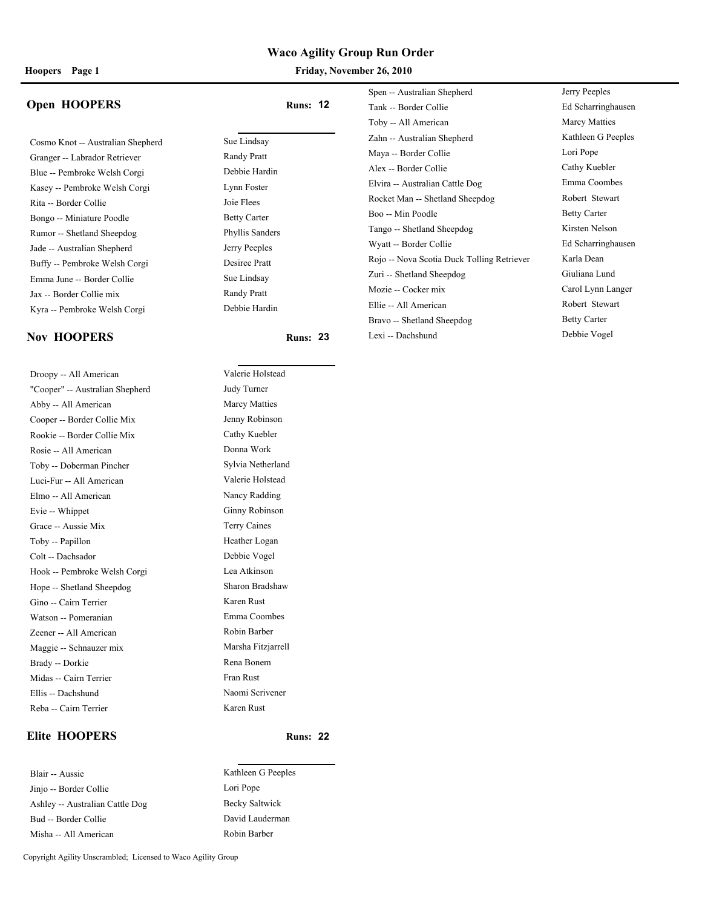# Waco Agility Group Run Order

**Hoopers** Page 1

**Friday, November 26, 2010**

## Open HOOPERS

**Runs: 12**

| Dog | Handler |
|---|---|
| Cosmo Knot -- Australian Shepherd | Sue Lindsay |
| Granger -- Labrador Retriever | Randy Pratt |
| Blue -- Pembroke Welsh Corgi | Debbie Hardin |
| Kasey -- Pembroke Welsh Corgi | Lynn Foster |
| Rita -- Border Collie | Joie Flees |
| Bongo -- Miniature Poodle | Betty Carter |
| Rumor -- Shetland Sheepdog | Phyllis Sanders |
| Jade -- Australian Shepherd | Jerry Peeples |
| Buffy -- Pembroke Welsh Corgi | Desiree Pratt |
| Emma June -- Border Collie | Sue Lindsay |
| Jax -- Border Collie mix | Randy Pratt |
| Kyra -- Pembroke Welsh Corgi | Debbie Hardin |

## Nov HOOPERS

**Runs: 23**

| Dog | Handler |
|---|---|
| Droopy -- All American | Valerie Holstead |
| "Cooper" -- Australian Shepherd | Judy Turner |
| Abby -- All American | Marcy Matties |
| Cooper -- Border Collie Mix | Jenny Robinson |
| Rookie -- Border Collie Mix | Cathy Kuebler |
| Rosie -- All American | Donna Work |
| Toby -- Doberman Pincher | Sylvia Netherland |
| Luci-Fur -- All American | Valerie Holstead |
| Elmo -- All American | Nancy Radding |
| Evie -- Whippet | Ginny Robinson |
| Grace -- Aussie Mix | Terry Caines |
| Toby -- Papillon | Heather Logan |
| Colt -- Dachsador | Debbie Vogel |
| Hook -- Pembroke Welsh Corgi | Lea Atkinson |
| Hope -- Shetland Sheepdog | Sharon Bradshaw |
| Gino -- Cairn Terrier | Karen Rust |
| Watson -- Pomeranian | Emma Coombes |
| Zeener -- All American | Robin Barber |
| Maggie -- Schnauzer mix | Marsha Fitzjarrell |
| Brady -- Dorkie | Rena Bonem |
| Midas -- Cairn Terrier | Fran Rust |
| Ellis -- Dachshund | Naomi Scrivener |
| Reba -- Cairn Terrier | Karen Rust |

## Elite HOOPERS

**Runs: 22**

| Dog | Handler |
|---|---|
| Blair -- Aussie | Kathleen G Peeples |
| Jinjo -- Border Collie | Lori Pope |
| Ashley -- Australian Cattle Dog | Becky Saltwick |
| Bud -- Border Collie | David Lauderman |
| Misha -- All American | Robin Barber |
| Spen -- Australian Shepherd | Jerry Peeples |
| Tank -- Border Collie | Ed Scharringhausen |
| Toby -- All American | Marcy Matties |
| Zahn -- Australian Shepherd | Kathleen G Peeples |
| Maya -- Border Collie | Lori Pope |
| Alex -- Border Collie | Cathy Kuebler |
| Elvira -- Australian Cattle Dog | Emma Coombes |
| Rocket Man -- Shetland Sheepdog | Robert Stewart |
| Boo -- Min Poodle | Betty Carter |
| Tango -- Shetland Sheepdog | Kirsten Nelson |
| Wyatt -- Border Collie | Ed Scharringhausen |
| Rojo -- Nova Scotia Duck Tolling Retriever | Karla Dean |
| Zuri -- Shetland Sheepdog | Giuliana Lund |
| Mozie -- Cocker mix | Carol Lynn Langer |
| Ellie -- All American | Robert Stewart |
| Bravo -- Shetland Sheepdog | Betty Carter |
| Lexi -- Dachshund | Debbie Vogel |

Copyright Agility Unscrambled; Licensed to Waco Agility Group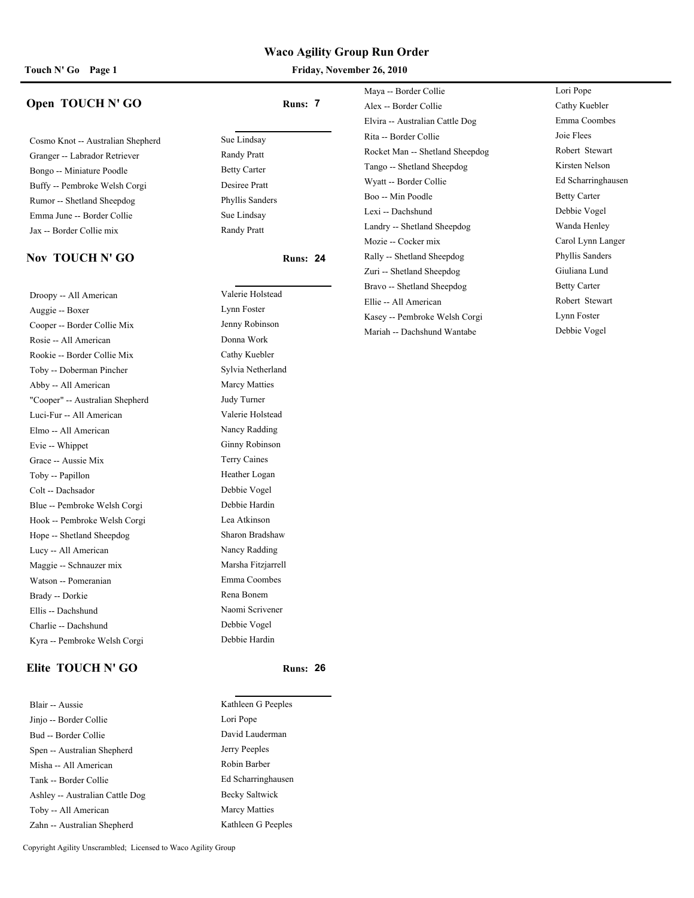# Waco Agility Group Run Order

**Touch N' Go Page 1** — **Friday, November 26, 2010**

## Open TOUCH N' GO

**Runs: 7**

| Dog | Handler |
|---|---|
| Cosmo Knot -- Australian Shepherd | Sue Lindsay |
| Granger -- Labrador Retriever | Randy Pratt |
| Bongo -- Miniature Poodle | Betty Carter |
| Buffy -- Pembroke Welsh Corgi | Desiree Pratt |
| Rumor -- Shetland Sheepdog | Phyllis Sanders |
| Emma June -- Border Collie | Sue Lindsay |
| Jax -- Border Collie mix | Randy Pratt |

## Nov TOUCH N' GO

**Runs: 24**

| Dog | Handler |
|---|---|
| Droopy -- All American | Valerie Holstead |
| Auggie -- Boxer | Lynn Foster |
| Cooper -- Border Collie Mix | Jenny Robinson |
| Rosie -- All American | Donna Work |
| Rookie -- Border Collie Mix | Cathy Kuebler |
| Toby -- Doberman Pincher | Sylvia Netherland |
| Abby -- All American | Marcy Matties |
| "Cooper" -- Australian Shepherd | Judy Turner |
| Luci-Fur -- All American | Valerie Holstead |
| Elmo -- All American | Nancy Radding |
| Evie -- Whippet | Ginny Robinson |
| Grace -- Aussie Mix | Terry Caines |
| Toby -- Papillon | Heather Logan |
| Colt -- Dachsador | Debbie Vogel |
| Blue -- Pembroke Welsh Corgi | Debbie Hardin |
| Hook -- Pembroke Welsh Corgi | Lea Atkinson |
| Hope -- Shetland Sheepdog | Sharon Bradshaw |
| Lucy -- All American | Nancy Radding |
| Maggie -- Schnauzer mix | Marsha Fitzjarrell |
| Watson -- Pomeranian | Emma Coombes |
| Brady -- Dorkie | Rena Bonem |
| Ellis -- Dachshund | Naomi Scrivener |
| Charlie -- Dachshund | Debbie Vogel |
| Kyra -- Pembroke Welsh Corgi | Debbie Hardin |

## Elite TOUCH N' GO

**Runs: 26**

| Dog | Handler |
|---|---|
| Blair -- Aussie | Kathleen G Peeples |
| Jinjo -- Border Collie | Lori Pope |
| Bud -- Border Collie | David Lauderman |
| Spen -- Australian Shepherd | Jerry Peeples |
| Misha -- All American | Robin Barber |
| Tank -- Border Collie | Ed Scharringhausen |
| Ashley -- Australian Cattle Dog | Becky Saltwick |
| Toby -- All American | Marcy Matties |
| Zahn -- Australian Shepherd | Kathleen G Peeples |
| Maya -- Border Collie | Lori Pope |
| Alex -- Border Collie | Cathy Kuebler |
| Elvira -- Australian Cattle Dog | Emma Coombes |
| Rita -- Border Collie | Joie Flees |
| Rocket Man -- Shetland Sheepdog | Robert Stewart |
| Tango -- Shetland Sheepdog | Kirsten Nelson |
| Wyatt -- Border Collie | Ed Scharringhausen |
| Boo -- Min Poodle | Betty Carter |
| Lexi -- Dachshund | Debbie Vogel |
| Landry -- Shetland Sheepdog | Wanda Henley |
| Mozie -- Cocker mix | Carol Lynn Langer |
| Rally -- Shetland Sheepdog | Phyllis Sanders |
| Zuri -- Shetland Sheepdog | Giuliana Lund |
| Bravo -- Shetland Sheepdog | Betty Carter |
| Ellie -- All American | Robert Stewart |
| Kasey -- Pembroke Welsh Corgi | Lynn Foster |
| Mariah -- Dachshund Wantabe | Debbie Vogel |

Copyright Agility Unscrambled; Licensed to Waco Agility Group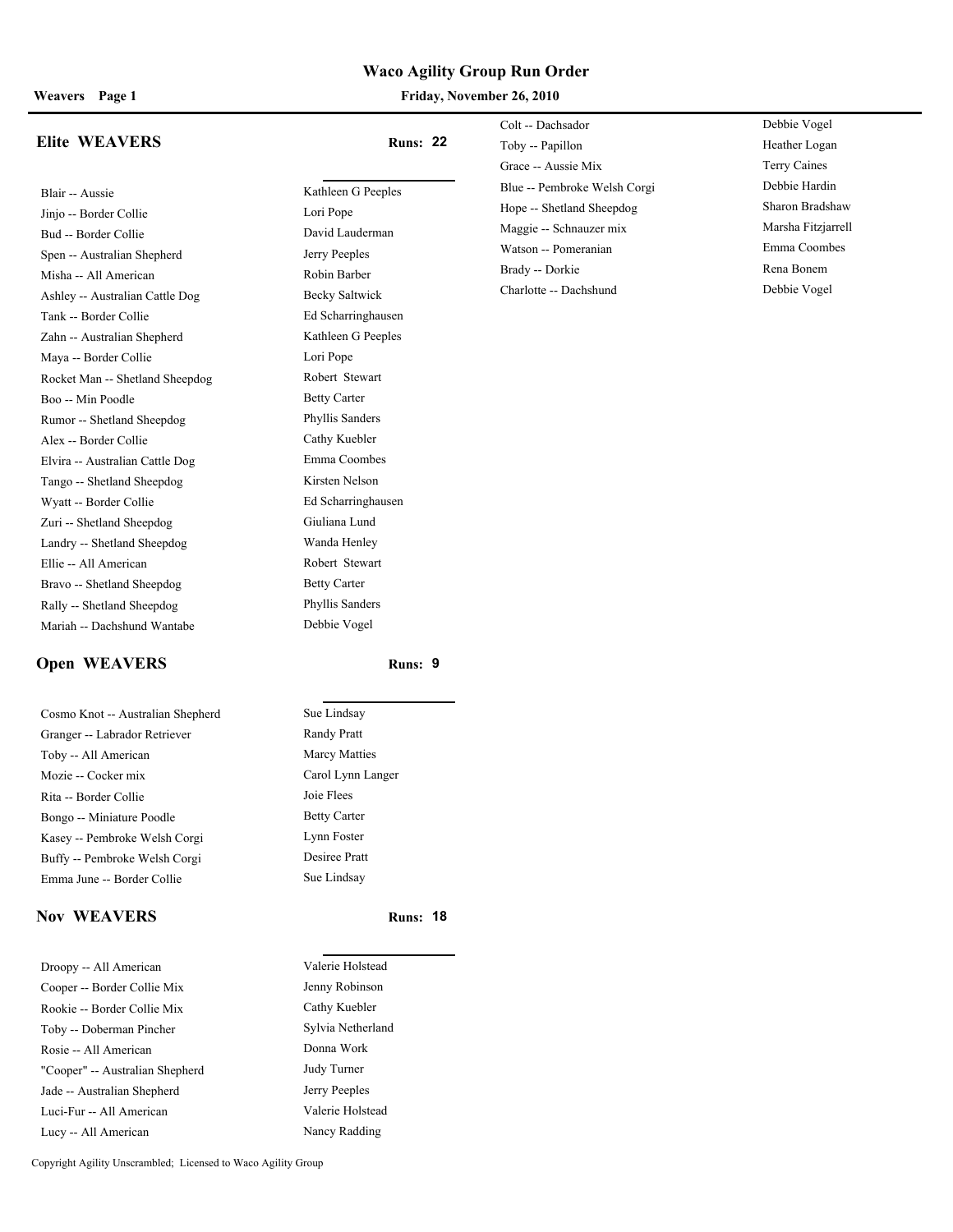# Waco Agility Group Run Order

**Weavers Page 1** **Friday, November 26, 2010**

## Elite WEAVERS

**Runs: 22**

| Dog | Handler |
|---|---|
| Blair -- Aussie | Kathleen G Peeples |
| Jinjo -- Border Collie | Lori Pope |
| Bud -- Border Collie | David Lauderman |
| Spen -- Australian Shepherd | Jerry Peeples |
| Misha -- All American | Robin Barber |
| Ashley -- Australian Cattle Dog | Becky Saltwick |
| Tank -- Border Collie | Ed Scharringhausen |
| Zahn -- Australian Shepherd | Kathleen G Peeples |
| Maya -- Border Collie | Lori Pope |
| Rocket Man -- Shetland Sheepdog | Robert Stewart |
| Boo -- Min Poodle | Betty Carter |
| Rumor -- Shetland Sheepdog | Phyllis Sanders |
| Alex -- Border Collie | Cathy Kuebler |
| Elvira -- Australian Cattle Dog | Emma Coombes |
| Tango -- Shetland Sheepdog | Kirsten Nelson |
| Wyatt -- Border Collie | Ed Scharringhausen |
| Zuri -- Shetland Sheepdog | Giuliana Lund |
| Landry -- Shetland Sheepdog | Wanda Henley |
| Ellie -- All American | Robert Stewart |
| Bravo -- Shetland Sheepdog | Betty Carter |
| Rally -- Shetland Sheepdog | Phyllis Sanders |
| Mariah -- Dachshund Wantabe | Debbie Vogel |

## Open WEAVERS

**Runs: 9**

| Dog | Handler |
|---|---|
| Cosmo Knot -- Australian Shepherd | Sue Lindsay |
| Granger -- Labrador Retriever | Randy Pratt |
| Toby -- All American | Marcy Matties |
| Mozie -- Cocker mix | Carol Lynn Langer |
| Rita -- Border Collie | Joie Flees |
| Bongo -- Miniature Poodle | Betty Carter |
| Kasey -- Pembroke Welsh Corgi | Lynn Foster |
| Buffy -- Pembroke Welsh Corgi | Desiree Pratt |
| Emma June -- Border Collie | Sue Lindsay |

## Nov WEAVERS

**Runs: 18**

| Dog | Handler |
|---|---|
| Droopy -- All American | Valerie Holstead |
| Cooper -- Border Collie Mix | Jenny Robinson |
| Rookie -- Border Collie Mix | Cathy Kuebler |
| Toby -- Doberman Pincher | Sylvia Netherland |
| Rosie -- All American | Donna Work |
| "Cooper" -- Australian Shepherd | Judy Turner |
| Jade -- Australian Shepherd | Jerry Peeples |
| Luci-Fur -- All American | Valerie Holstead |
| Lucy -- All American | Nancy Radding |
| Colt -- Dachsador | Debbie Vogel |
| Toby -- Papillon | Heather Logan |
| Grace -- Aussie Mix | Terry Caines |
| Blue -- Pembroke Welsh Corgi | Debbie Hardin |
| Hope -- Shetland Sheepdog | Sharon Bradshaw |
| Maggie -- Schnauzer mix | Marsha Fitzjarrell |
| Watson -- Pomeranian | Emma Coombes |
| Brady -- Dorkie | Rena Bonem |
| Charlotte -- Dachshund | Debbie Vogel |

Copyright Agility Unscrambled; Licensed to Waco Agility Group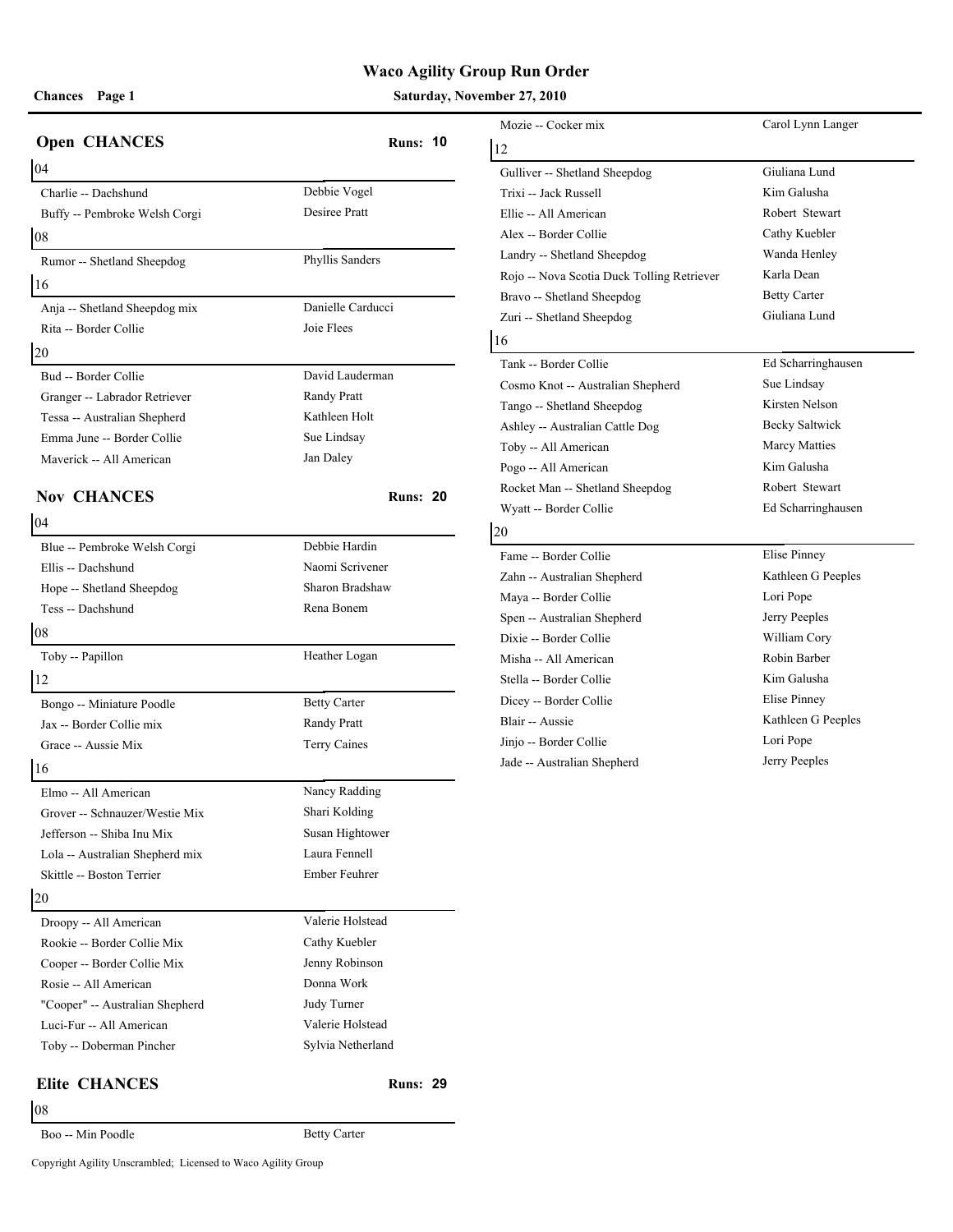# Waco Agility Group Run Order

**Chances Page 1** — **Saturday, November 27, 2010**

## Open CHANCES — Runs: 10

### 04

| Dog | Handler |
|---|---|
| Charlie -- Dachshund | Debbie Vogel |
| Buffy -- Pembroke Welsh Corgi | Desiree Pratt |

### 08

| Dog | Handler |
|---|---|
| Rumor -- Shetland Sheepdog | Phyllis Sanders |

### 16

| Dog | Handler |
|---|---|
| Anja -- Shetland Sheepdog mix | Danielle Carducci |
| Rita -- Border Collie | Joie Flees |

### 20

| Dog | Handler |
|---|---|
| Bud -- Border Collie | David Lauderman |
| Granger -- Labrador Retriever | Randy Pratt |
| Tessa -- Australian Shepherd | Kathleen Holt |
| Emma June -- Border Collie | Sue Lindsay |
| Maverick -- All American | Jan Daley |

## Nov CHANCES — Runs: 20

### 04

| Dog | Handler |
|---|---|
| Blue -- Pembroke Welsh Corgi | Debbie Hardin |
| Ellis -- Dachshund | Naomi Scrivener |
| Hope -- Shetland Sheepdog | Sharon Bradshaw |
| Tess -- Dachshund | Rena Bonem |

### 08

| Dog | Handler |
|---|---|
| Toby -- Papillon | Heather Logan |

### 12

| Dog | Handler |
|---|---|
| Bongo -- Miniature Poodle | Betty Carter |
| Jax -- Border Collie mix | Randy Pratt |
| Grace -- Aussie Mix | Terry Caines |

### 16

| Dog | Handler |
|---|---|
| Elmo -- All American | Nancy Radding |
| Grover -- Schnauzer/Westie Mix | Shari Kolding |
| Jefferson -- Shiba Inu Mix | Susan Hightower |
| Lola -- Australian Shepherd mix | Laura Fennell |
| Skittle -- Boston Terrier | Ember Feuhrer |

### 20

| Dog | Handler |
|---|---|
| Droopy -- All American | Valerie Holstead |
| Rookie -- Border Collie Mix | Cathy Kuebler |
| Cooper -- Border Collie Mix | Jenny Robinson |
| Rosie -- All American | Donna Work |
| "Cooper" -- Australian Shepherd | Judy Turner |
| Luci-Fur -- All American | Valerie Holstead |
| Toby -- Doberman Pincher | Sylvia Netherland |

## Elite CHANCES — Runs: 29

### 08

| Dog | Handler |
|---|---|
| Boo -- Min Poodle | Betty Carter |
| Mozie -- Cocker mix | Carol Lynn Langer |

### 12

| Dog | Handler |
|---|---|
| Gulliver -- Shetland Sheepdog | Giuliana Lund |
| Trixi -- Jack Russell | Kim Galusha |
| Ellie -- All American | Robert Stewart |
| Alex -- Border Collie | Cathy Kuebler |
| Landry -- Shetland Sheepdog | Wanda Henley |
| Rojo -- Nova Scotia Duck Tolling Retriever | Karla Dean |
| Bravo -- Shetland Sheepdog | Betty Carter |
| Zuri -- Shetland Sheepdog | Giuliana Lund |

### 16

| Dog | Handler |
|---|---|
| Tank -- Border Collie | Ed Scharringhausen |
| Cosmo Knot -- Australian Shepherd | Sue Lindsay |
| Tango -- Shetland Sheepdog | Kirsten Nelson |
| Ashley -- Australian Cattle Dog | Becky Saltwick |
| Toby -- All American | Marcy Matties |
| Pogo -- All American | Kim Galusha |
| Rocket Man -- Shetland Sheepdog | Robert Stewart |
| Wyatt -- Border Collie | Ed Scharringhausen |

### 20

| Dog | Handler |
|---|---|
| Fame -- Border Collie | Elise Pinney |
| Zahn -- Australian Shepherd | Kathleen G Peeples |
| Maya -- Border Collie | Lori Pope |
| Spen -- Australian Shepherd | Jerry Peeples |
| Dixie -- Border Collie | William Cory |
| Misha -- All American | Robin Barber |
| Stella -- Border Collie | Kim Galusha |
| Dicey -- Border Collie | Elise Pinney |
| Blair -- Aussie | Kathleen G Peeples |
| Jinjo -- Border Collie | Lori Pope |
| Jade -- Australian Shepherd | Jerry Peeples |

Copyright Agility Unscrambled; Licensed to Waco Agility Group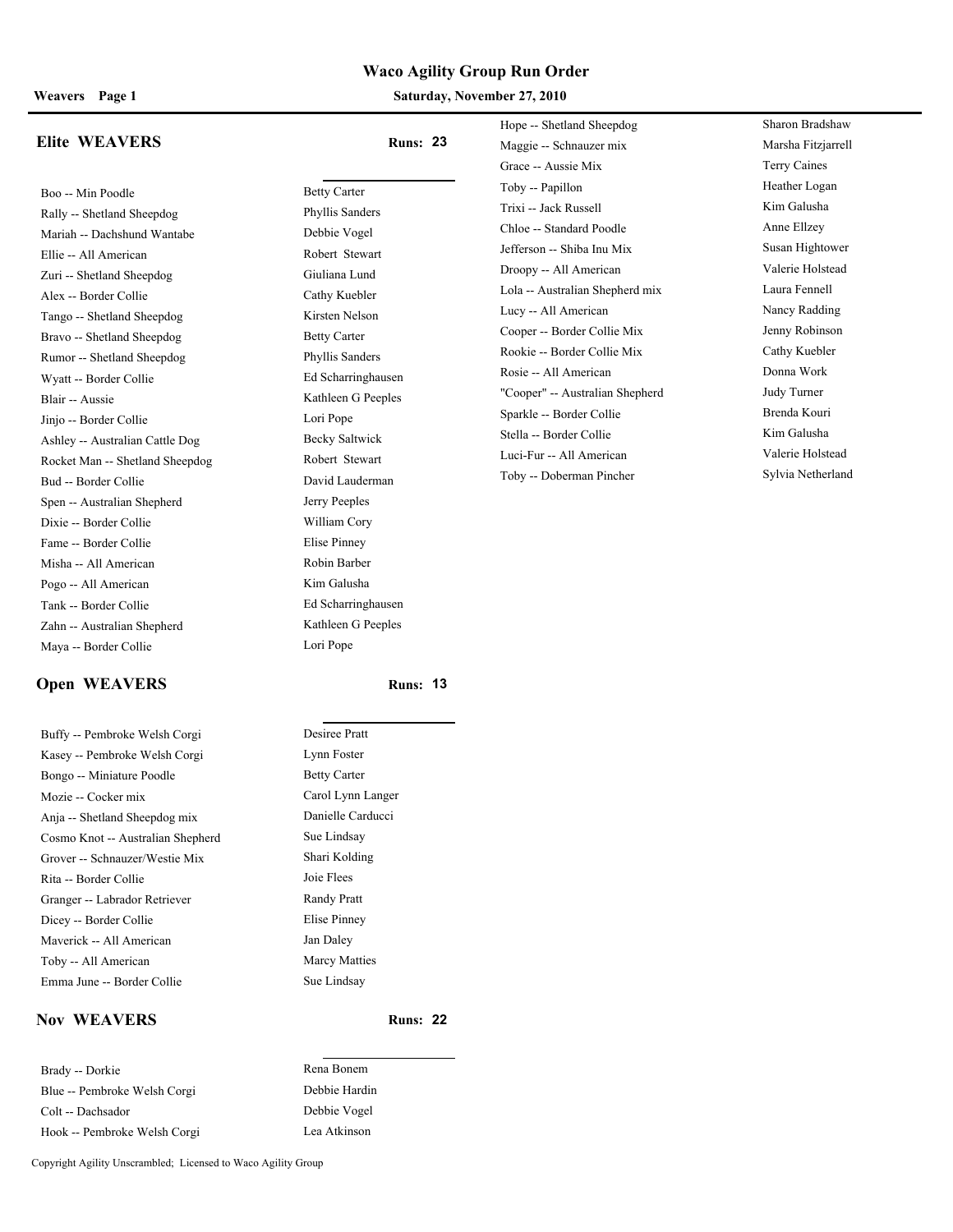# Waco Agility Group Run Order

**Weavers Page 1** — **Saturday, November 27, 2010**

## Elite WEAVERS

**Runs: 23**

| Dog | Handler |
|---|---|
| Boo -- Min Poodle | Betty Carter |
| Rally -- Shetland Sheepdog | Phyllis Sanders |
| Mariah -- Dachshund Wantabe | Debbie Vogel |
| Ellie -- All American | Robert Stewart |
| Zuri -- Shetland Sheepdog | Giuliana Lund |
| Alex -- Border Collie | Cathy Kuebler |
| Tango -- Shetland Sheepdog | Kirsten Nelson |
| Bravo -- Shetland Sheepdog | Betty Carter |
| Rumor -- Shetland Sheepdog | Phyllis Sanders |
| Wyatt -- Border Collie | Ed Scharringhausen |
| Blair -- Aussie | Kathleen G Peeples |
| Jinjo -- Border Collie | Lori Pope |
| Ashley -- Australian Cattle Dog | Becky Saltwick |
| Rocket Man -- Shetland Sheepdog | Robert Stewart |
| Bud -- Border Collie | David Lauderman |
| Spen -- Australian Shepherd | Jerry Peeples |
| Dixie -- Border Collie | William Cory |
| Fame -- Border Collie | Elise Pinney |
| Misha -- All American | Robin Barber |
| Pogo -- All American | Kim Galusha |
| Tank -- Border Collie | Ed Scharringhausen |
| Zahn -- Australian Shepherd | Kathleen G Peeples |
| Maya -- Border Collie | Lori Pope |

## Open WEAVERS

**Runs: 13**

| Dog | Handler |
|---|---|
| Buffy -- Pembroke Welsh Corgi | Desiree Pratt |
| Kasey -- Pembroke Welsh Corgi | Lynn Foster |
| Bongo -- Miniature Poodle | Betty Carter |
| Mozie -- Cocker mix | Carol Lynn Langer |
| Anja -- Shetland Sheepdog mix | Danielle Carducci |
| Cosmo Knot -- Australian Shepherd | Sue Lindsay |
| Grover -- Schnauzer/Westie Mix | Shari Kolding |
| Rita -- Border Collie | Joie Flees |
| Granger -- Labrador Retriever | Randy Pratt |
| Dicey -- Border Collie | Elise Pinney |
| Maverick -- All American | Jan Daley |
| Toby -- All American | Marcy Matties |
| Emma June -- Border Collie | Sue Lindsay |

## Nov WEAVERS

**Runs: 22**

| Dog | Handler |
|---|---|
| Brady -- Dorkie | Rena Bonem |
| Blue -- Pembroke Welsh Corgi | Debbie Hardin |
| Colt -- Dachsador | Debbie Vogel |
| Hook -- Pembroke Welsh Corgi | Lea Atkinson |
| Hope -- Shetland Sheepdog | Sharon Bradshaw |
| Maggie -- Schnauzer mix | Marsha Fitzjarrell |
| Grace -- Aussie Mix | Terry Caines |
| Toby -- Papillon | Heather Logan |
| Trixi -- Jack Russell | Kim Galusha |
| Chloe -- Standard Poodle | Anne Ellzey |
| Jefferson -- Shiba Inu Mix | Susan Hightower |
| Droopy -- All American | Valerie Holstead |
| Lola -- Australian Shepherd mix | Laura Fennell |
| Lucy -- All American | Nancy Radding |
| Cooper -- Border Collie Mix | Jenny Robinson |
| Rookie -- Border Collie Mix | Cathy Kuebler |
| Rosie -- All American | Donna Work |
| "Cooper" -- Australian Shepherd | Judy Turner |
| Sparkle -- Border Collie | Brenda Kouri |
| Stella -- Border Collie | Kim Galusha |
| Luci-Fur -- All American | Valerie Holstead |
| Toby -- Doberman Pincher | Sylvia Netherland |

Copyright Agility Unscrambled; Licensed to Waco Agility Group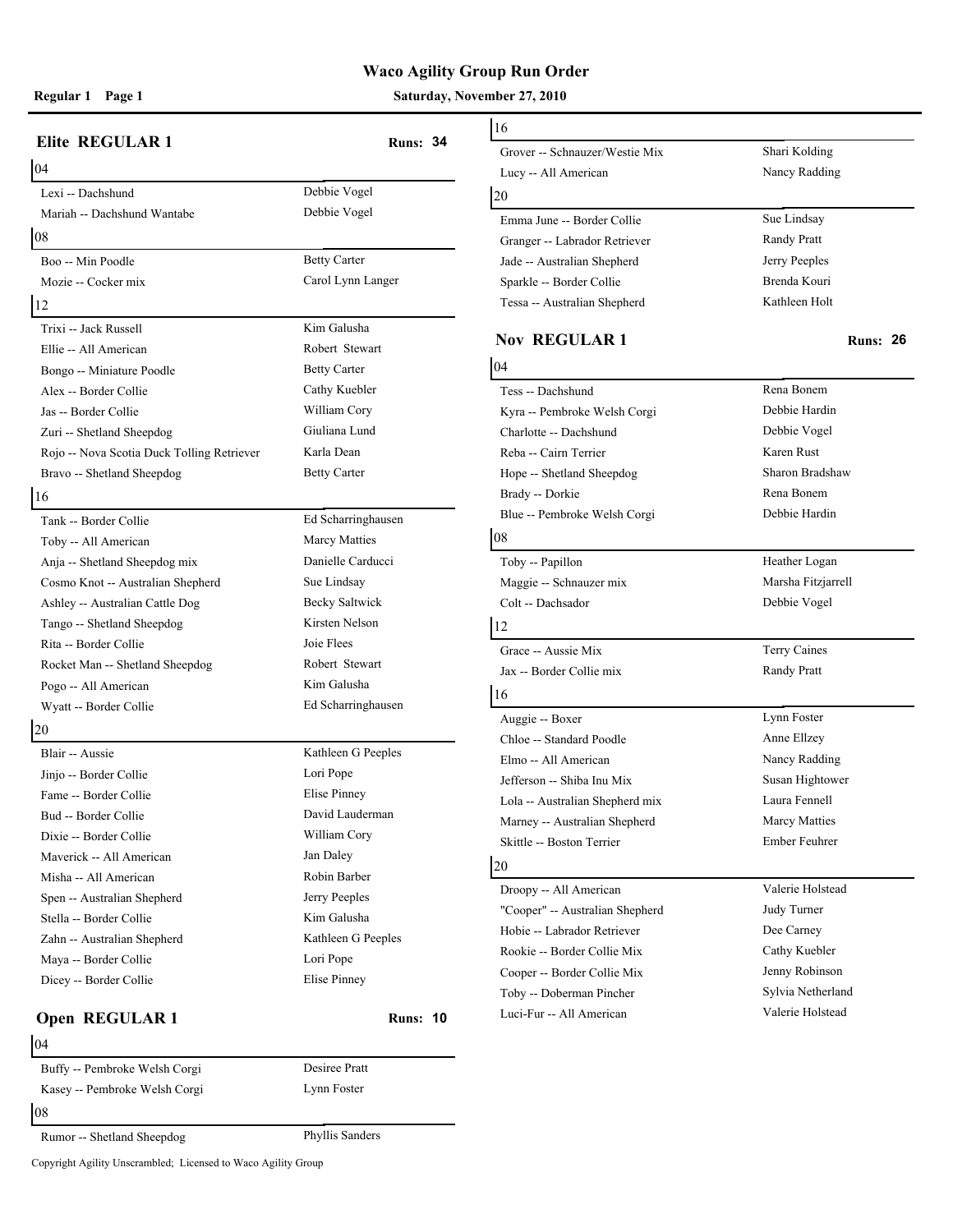# Waco Agility Group Run Order

**Regular 1 Page 1** **Saturday, November 27, 2010**

## Elite REGULAR 1 — Runs: 34

**04**

| Dog | Handler |
|---|---|
| Lexi -- Dachshund | Debbie Vogel |
| Mariah -- Dachshund Wantabe | Debbie Vogel |

**08**

| Dog | Handler |
|---|---|
| Boo -- Min Poodle | Betty Carter |
| Mozie -- Cocker mix | Carol Lynn Langer |

**12**

| Dog | Handler |
|---|---|
| Trixi -- Jack Russell | Kim Galusha |
| Ellie -- All American | Robert Stewart |
| Bongo -- Miniature Poodle | Betty Carter |
| Alex -- Border Collie | Cathy Kuebler |
| Jas -- Border Collie | William Cory |
| Zuri -- Shetland Sheepdog | Giuliana Lund |
| Rojo -- Nova Scotia Duck Tolling Retriever | Karla Dean |
| Bravo -- Shetland Sheepdog | Betty Carter |

**16**

| Dog | Handler |
|---|---|
| Tank -- Border Collie | Ed Scharringhausen |
| Toby -- All American | Marcy Matties |
| Anja -- Shetland Sheepdog mix | Danielle Carducci |
| Cosmo Knot -- Australian Shepherd | Sue Lindsay |
| Ashley -- Australian Cattle Dog | Becky Saltwick |
| Tango -- Shetland Sheepdog | Kirsten Nelson |
| Rita -- Border Collie | Joie Flees |
| Rocket Man -- Shetland Sheepdog | Robert Stewart |
| Pogo -- All American | Kim Galusha |
| Wyatt -- Border Collie | Ed Scharringhausen |

**20**

| Dog | Handler |
|---|---|
| Blair -- Aussie | Kathleen G Peeples |
| Jinjo -- Border Collie | Lori Pope |
| Fame -- Border Collie | Elise Pinney |
| Bud -- Border Collie | David Lauderman |
| Dixie -- Border Collie | William Cory |
| Maverick -- All American | Jan Daley |
| Misha -- All American | Robin Barber |
| Spen -- Australian Shepherd | Jerry Peeples |
| Stella -- Border Collie | Kim Galusha |
| Zahn -- Australian Shepherd | Kathleen G Peeples |
| Maya -- Border Collie | Lori Pope |
| Dicey -- Border Collie | Elise Pinney |

## Open REGULAR 1 — Runs: 10

**04**

| Dog | Handler |
|---|---|
| Buffy -- Pembroke Welsh Corgi | Desiree Pratt |
| Kasey -- Pembroke Welsh Corgi | Lynn Foster |

**08**

| Dog | Handler |
|---|---|
| Rumor -- Shetland Sheepdog | Phyllis Sanders |

**16**

| Dog | Handler |
|---|---|
| Grover -- Schnauzer/Westie Mix | Shari Kolding |
| Lucy -- All American | Nancy Radding |

**20**

| Dog | Handler |
|---|---|
| Emma June -- Border Collie | Sue Lindsay |
| Granger -- Labrador Retriever | Randy Pratt |
| Jade -- Australian Shepherd | Jerry Peeples |
| Sparkle -- Border Collie | Brenda Kouri |
| Tessa -- Australian Shepherd | Kathleen Holt |

## Nov REGULAR 1 — Runs: 26

**04**

| Dog | Handler |
|---|---|
| Tess -- Dachshund | Rena Bonem |
| Kyra -- Pembroke Welsh Corgi | Debbie Hardin |
| Charlotte -- Dachshund | Debbie Vogel |
| Reba -- Cairn Terrier | Karen Rust |
| Hope -- Shetland Sheepdog | Sharon Bradshaw |
| Brady -- Dorkie | Rena Bonem |
| Blue -- Pembroke Welsh Corgi | Debbie Hardin |

**08**

| Dog | Handler |
|---|---|
| Toby -- Papillon | Heather Logan |
| Maggie -- Schnauzer mix | Marsha Fitzjarrell |
| Colt -- Dachsador | Debbie Vogel |

**12**

| Dog | Handler |
|---|---|
| Grace -- Aussie Mix | Terry Caines |
| Jax -- Border Collie mix | Randy Pratt |

**16**

| Dog | Handler |
|---|---|
| Auggie -- Boxer | Lynn Foster |
| Chloe -- Standard Poodle | Anne Ellzey |
| Elmo -- All American | Nancy Radding |
| Jefferson -- Shiba Inu Mix | Susan Hightower |
| Lola -- Australian Shepherd mix | Laura Fennell |
| Marney -- Australian Shepherd | Marcy Matties |
| Skittle -- Boston Terrier | Ember Feuhrer |

**20**

| Dog | Handler |
|---|---|
| Droopy -- All American | Valerie Holstead |
| "Cooper" -- Australian Shepherd | Judy Turner |
| Hobie -- Labrador Retriever | Dee Carney |
| Rookie -- Border Collie Mix | Cathy Kuebler |
| Cooper -- Border Collie Mix | Jenny Robinson |
| Toby -- Doberman Pincher | Sylvia Netherland |
| Luci-Fur -- All American | Valerie Holstead |

Copyright Agility Unscrambled; Licensed to Waco Agility Group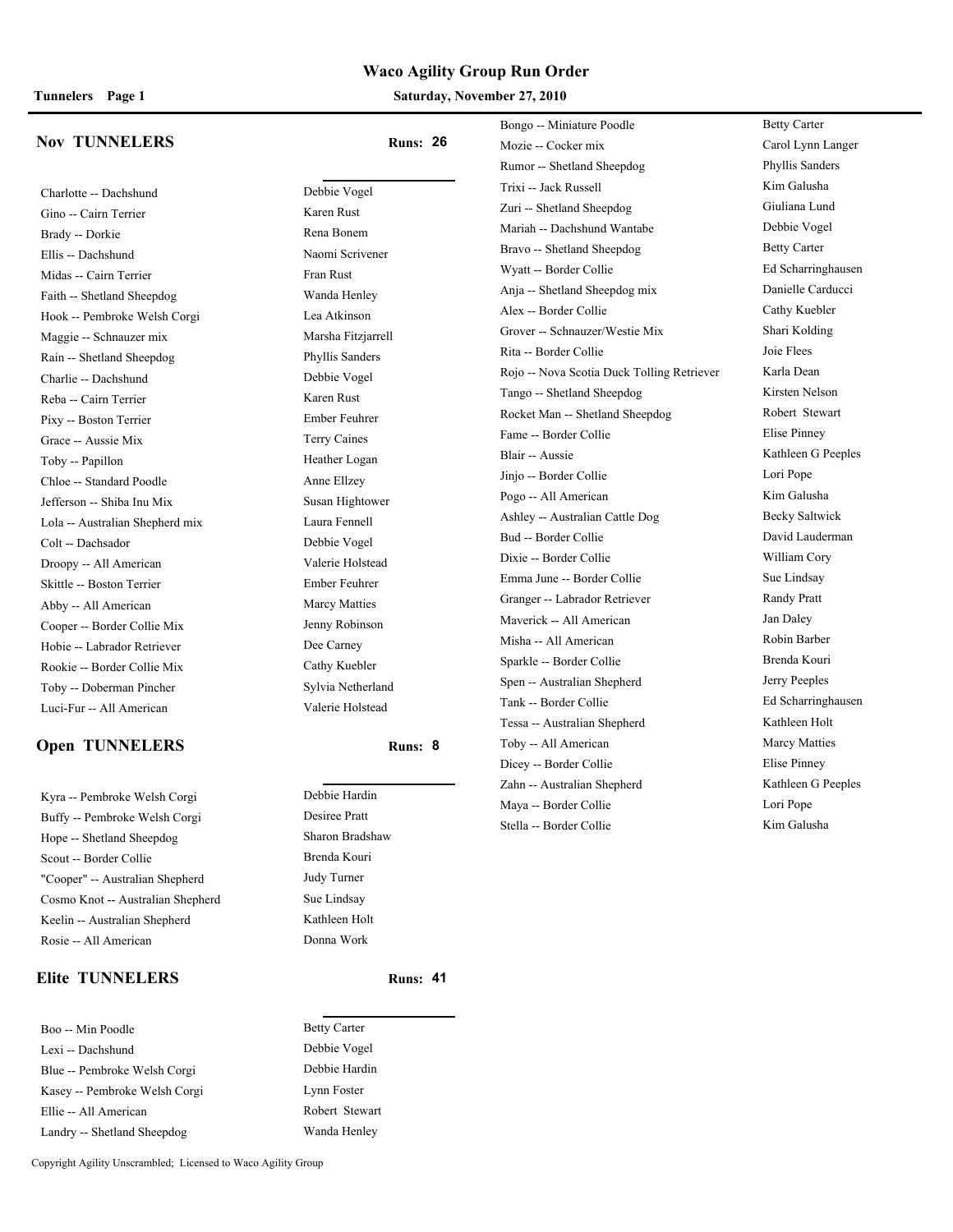# Waco Agility Group Run Order

**Tunnelers Page 1** — **Saturday, November 27, 2010**

## Nov TUNNELERS

**Runs: 26**

| Dog | Handler |
| --- | --- |
| Charlotte -- Dachshund | Debbie Vogel |
| Gino -- Cairn Terrier | Karen Rust |
| Brady -- Dorkie | Rena Bonem |
| Ellis -- Dachshund | Naomi Scrivener |
| Midas -- Cairn Terrier | Fran Rust |
| Faith -- Shetland Sheepdog | Wanda Henley |
| Hook -- Pembroke Welsh Corgi | Lea Atkinson |
| Maggie -- Schnauzer mix | Marsha Fitzjarrell |
| Rain -- Shetland Sheepdog | Phyllis Sanders |
| Charlie -- Dachshund | Debbie Vogel |
| Reba -- Cairn Terrier | Karen Rust |
| Pixy -- Boston Terrier | Ember Feuhrer |
| Grace -- Aussie Mix | Terry Caines |
| Toby -- Papillon | Heather Logan |
| Chloe -- Standard Poodle | Anne Ellzey |
| Jefferson -- Shiba Inu Mix | Susan Hightower |
| Lola -- Australian Shepherd mix | Laura Fennell |
| Colt -- Dachsador | Debbie Vogel |
| Droopy -- All American | Valerie Holstead |
| Skittle -- Boston Terrier | Ember Feuhrer |
| Abby -- All American | Marcy Matties |
| Cooper -- Border Collie Mix | Jenny Robinson |
| Hobie -- Labrador Retriever | Dee Carney |
| Rookie -- Border Collie Mix | Cathy Kuebler |
| Toby -- Doberman Pincher | Sylvia Netherland |
| Luci-Fur -- All American | Valerie Holstead |

## Open TUNNELERS

**Runs: 8**

| Dog | Handler |
| --- | --- |
| Kyra -- Pembroke Welsh Corgi | Debbie Hardin |
| Buffy -- Pembroke Welsh Corgi | Desiree Pratt |
| Hope -- Shetland Sheepdog | Sharon Bradshaw |
| Scout -- Border Collie | Brenda Kouri |
| "Cooper" -- Australian Shepherd | Judy Turner |
| Cosmo Knot -- Australian Shepherd | Sue Lindsay |
| Keelin -- Australian Shepherd | Kathleen Holt |
| Rosie -- All American | Donna Work |

## Elite TUNNELERS

**Runs: 41**

| Dog | Handler |
| --- | --- |
| Boo -- Min Poodle | Betty Carter |
| Lexi -- Dachshund | Debbie Vogel |
| Blue -- Pembroke Welsh Corgi | Debbie Hardin |
| Kasey -- Pembroke Welsh Corgi | Lynn Foster |
| Ellie -- All American | Robert Stewart |
| Landry -- Shetland Sheepdog | Wanda Henley |
| Bongo -- Miniature Poodle | Betty Carter |
| Mozie -- Cocker mix | Carol Lynn Langer |
| Rumor -- Shetland Sheepdog | Phyllis Sanders |
| Trixi -- Jack Russell | Kim Galusha |
| Zuri -- Shetland Sheepdog | Giuliana Lund |
| Mariah -- Dachshund Wantabe | Debbie Vogel |
| Bravo -- Shetland Sheepdog | Betty Carter |
| Wyatt -- Border Collie | Ed Scharringhausen |
| Anja -- Shetland Sheepdog mix | Danielle Carducci |
| Alex -- Border Collie | Cathy Kuebler |
| Grover -- Schnauzer/Westie Mix | Shari Kolding |
| Rita -- Border Collie | Joie Flees |
| Rojo -- Nova Scotia Duck Tolling Retriever | Karla Dean |
| Tango -- Shetland Sheepdog | Kirsten Nelson |
| Rocket Man -- Shetland Sheepdog | Robert Stewart |
| Fame -- Border Collie | Elise Pinney |
| Blair -- Aussie | Kathleen G Peeples |
| Jinjo -- Border Collie | Lori Pope |
| Pogo -- All American | Kim Galusha |
| Ashley -- Australian Cattle Dog | Becky Saltwick |
| Bud -- Border Collie | David Lauderman |
| Dixie -- Border Collie | William Cory |
| Emma June -- Border Collie | Sue Lindsay |
| Granger -- Labrador Retriever | Randy Pratt |
| Maverick -- All American | Jan Daley |
| Misha -- All American | Robin Barber |
| Sparkle -- Border Collie | Brenda Kouri |
| Spen -- Australian Shepherd | Jerry Peeples |
| Tank -- Border Collie | Ed Scharringhausen |
| Tessa -- Australian Shepherd | Kathleen Holt |
| Toby -- All American | Marcy Matties |
| Dicey -- Border Collie | Elise Pinney |
| Zahn -- Australian Shepherd | Kathleen G Peeples |
| Maya -- Border Collie | Lori Pope |
| Stella -- Border Collie | Kim Galusha |

Copyright Agility Unscrambled; Licensed to Waco Agility Group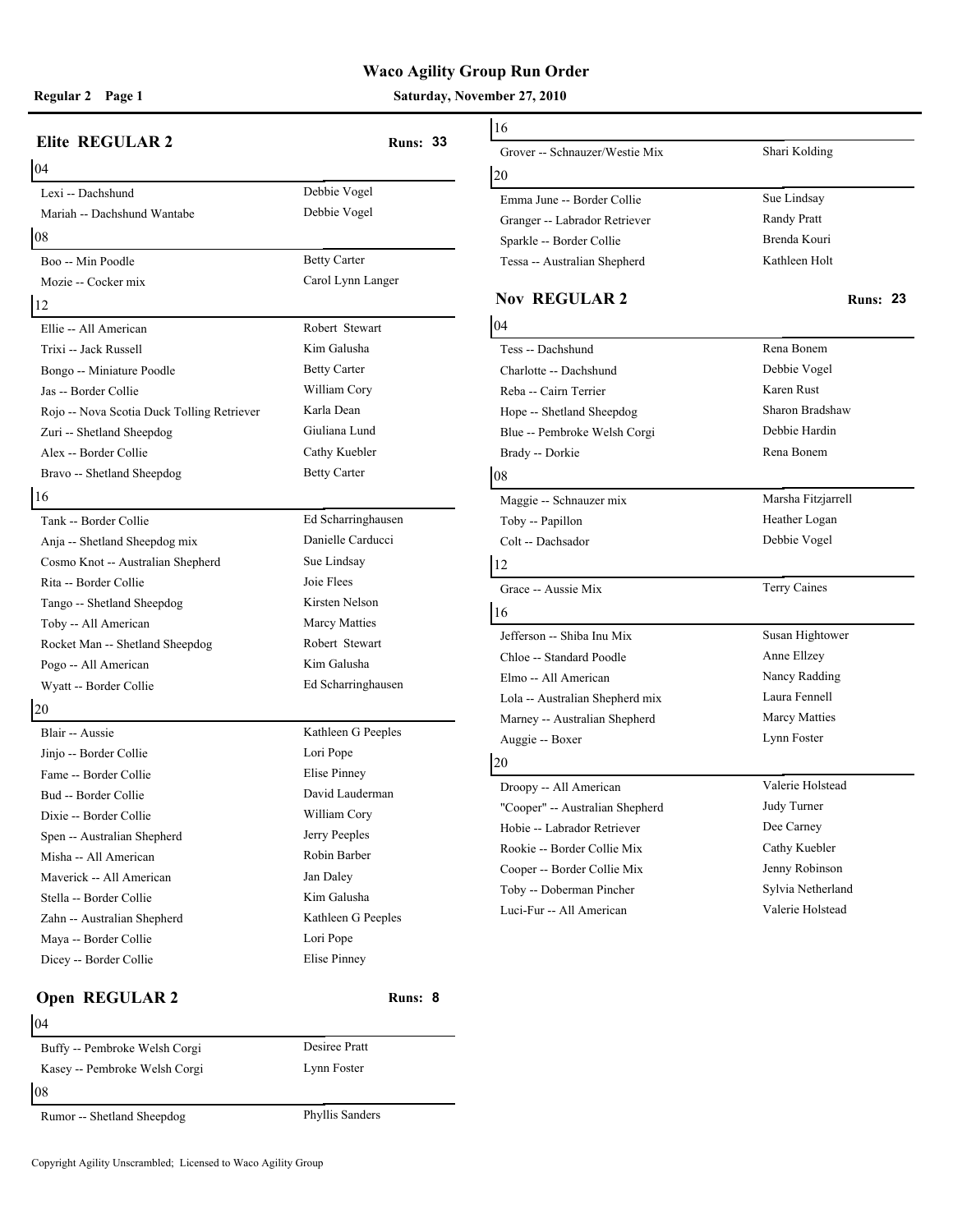# Waco Agility Group Run Order

**Regular 2 Page 1** — **Saturday, November 27, 2010**

## Elite REGULAR 2 — Runs: 33

### 04

| Dog | Handler |
|---|---|
| Lexi -- Dachshund | Debbie Vogel |
| Mariah -- Dachshund Wantabe | Debbie Vogel |

### 08

| Dog | Handler |
|---|---|
| Boo -- Min Poodle | Betty Carter |
| Mozie -- Cocker mix | Carol Lynn Langer |

### 12

| Dog | Handler |
|---|---|
| Ellie -- All American | Robert Stewart |
| Trixi -- Jack Russell | Kim Galusha |
| Bongo -- Miniature Poodle | Betty Carter |
| Jas -- Border Collie | William Cory |
| Rojo -- Nova Scotia Duck Tolling Retriever | Karla Dean |
| Zuri -- Shetland Sheepdog | Giuliana Lund |
| Alex -- Border Collie | Cathy Kuebler |
| Bravo -- Shetland Sheepdog | Betty Carter |

### 16

| Dog | Handler |
|---|---|
| Tank -- Border Collie | Ed Scharringhausen |
| Anja -- Shetland Sheepdog mix | Danielle Carducci |
| Cosmo Knot -- Australian Shepherd | Sue Lindsay |
| Rita -- Border Collie | Joie Flees |
| Tango -- Shetland Sheepdog | Kirsten Nelson |
| Toby -- All American | Marcy Matties |
| Rocket Man -- Shetland Sheepdog | Robert Stewart |
| Pogo -- All American | Kim Galusha |
| Wyatt -- Border Collie | Ed Scharringhausen |

### 20

| Dog | Handler |
|---|---|
| Blair -- Aussie | Kathleen G Peeples |
| Jinjo -- Border Collie | Lori Pope |
| Fame -- Border Collie | Elise Pinney |
| Bud -- Border Collie | David Lauderman |
| Dixie -- Border Collie | William Cory |
| Spen -- Australian Shepherd | Jerry Peeples |
| Misha -- All American | Robin Barber |
| Maverick -- All American | Jan Daley |
| Stella -- Border Collie | Kim Galusha |
| Zahn -- Australian Shepherd | Kathleen G Peeples |
| Maya -- Border Collie | Lori Pope |
| Dicey -- Border Collie | Elise Pinney |

## Open REGULAR 2 — Runs: 8

### 04

| Dog | Handler |
|---|---|
| Buffy -- Pembroke Welsh Corgi | Desiree Pratt |
| Kasey -- Pembroke Welsh Corgi | Lynn Foster |

### 08

| Dog | Handler |
|---|---|
| Rumor -- Shetland Sheepdog | Phyllis Sanders |

### 16

| Dog | Handler |
|---|---|
| Grover -- Schnauzer/Westie Mix | Shari Kolding |

### 20

| Dog | Handler |
|---|---|
| Emma June -- Border Collie | Sue Lindsay |
| Granger -- Labrador Retriever | Randy Pratt |
| Sparkle -- Border Collie | Brenda Kouri |
| Tessa -- Australian Shepherd | Kathleen Holt |

## Nov REGULAR 2 — Runs: 23

### 04

| Dog | Handler |
|---|---|
| Tess -- Dachshund | Rena Bonem |
| Charlotte -- Dachshund | Debbie Vogel |
| Reba -- Cairn Terrier | Karen Rust |
| Hope -- Shetland Sheepdog | Sharon Bradshaw |
| Blue -- Pembroke Welsh Corgi | Debbie Hardin |
| Brady -- Dorkie | Rena Bonem |

### 08

| Dog | Handler |
|---|---|
| Maggie -- Schnauzer mix | Marsha Fitzjarrell |
| Toby -- Papillon | Heather Logan |
| Colt -- Dachsador | Debbie Vogel |

### 12

| Dog | Handler |
|---|---|
| Grace -- Aussie Mix | Terry Caines |

### 16

| Dog | Handler |
|---|---|
| Jefferson -- Shiba Inu Mix | Susan Hightower |
| Chloe -- Standard Poodle | Anne Ellzey |
| Elmo -- All American | Nancy Radding |
| Lola -- Australian Shepherd mix | Laura Fennell |
| Marney -- Australian Shepherd | Marcy Matties |
| Auggie -- Boxer | Lynn Foster |

### 20

| Dog | Handler |
|---|---|
| Droopy -- All American | Valerie Holstead |
| "Cooper" -- Australian Shepherd | Judy Turner |
| Hobie -- Labrador Retriever | Dee Carney |
| Rookie -- Border Collie Mix | Cathy Kuebler |
| Cooper -- Border Collie Mix | Jenny Robinson |
| Toby -- Doberman Pincher | Sylvia Netherland |
| Luci-Fur -- All American | Valerie Holstead |

Copyright Agility Unscrambled; Licensed to Waco Agility Group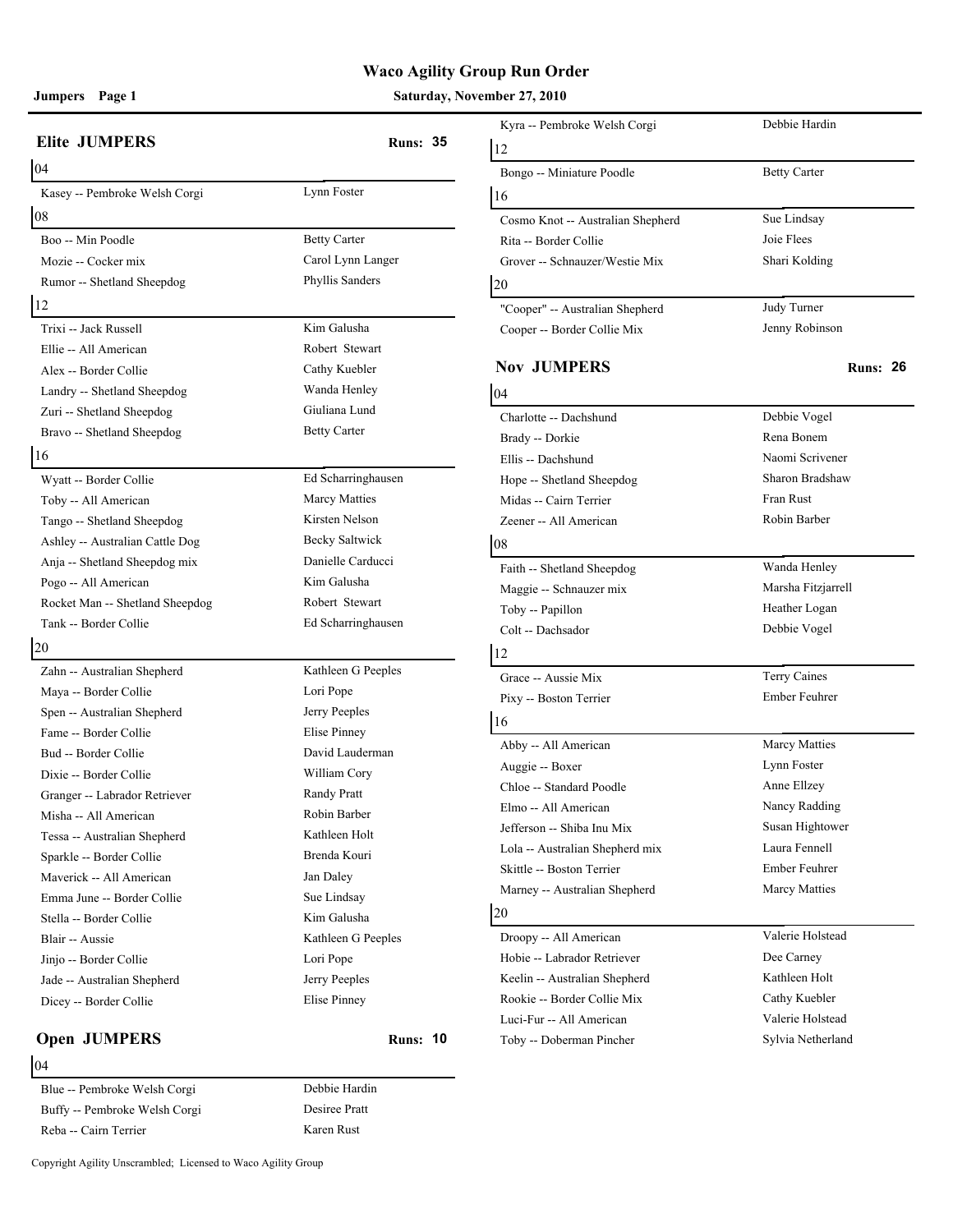# Waco Agility Group Run Order

**Jumpers Page 1** — **Saturday, November 27, 2010**

## Elite JUMPERS — Runs: 35

### 04

| Dog | Handler |
|---|---|
| Kasey -- Pembroke Welsh Corgi | Lynn Foster |

### 08

| Dog | Handler |
|---|---|
| Boo -- Min Poodle | Betty Carter |
| Mozie -- Cocker mix | Carol Lynn Langer |
| Rumor -- Shetland Sheepdog | Phyllis Sanders |

### 12

| Dog | Handler |
|---|---|
| Trixi -- Jack Russell | Kim Galusha |
| Ellie -- All American | Robert Stewart |
| Alex -- Border Collie | Cathy Kuebler |
| Landry -- Shetland Sheepdog | Wanda Henley |
| Zuri -- Shetland Sheepdog | Giuliana Lund |
| Bravo -- Shetland Sheepdog | Betty Carter |

### 16

| Dog | Handler |
|---|---|
| Wyatt -- Border Collie | Ed Scharringhausen |
| Toby -- All American | Marcy Matties |
| Tango -- Shetland Sheepdog | Kirsten Nelson |
| Ashley -- Australian Cattle Dog | Becky Saltwick |
| Anja -- Shetland Sheepdog mix | Danielle Carducci |
| Pogo -- All American | Kim Galusha |
| Rocket Man -- Shetland Sheepdog | Robert Stewart |
| Tank -- Border Collie | Ed Scharringhausen |

### 20

| Dog | Handler |
|---|---|
| Zahn -- Australian Shepherd | Kathleen G Peeples |
| Maya -- Border Collie | Lori Pope |
| Spen -- Australian Shepherd | Jerry Peeples |
| Fame -- Border Collie | Elise Pinney |
| Bud -- Border Collie | David Lauderman |
| Dixie -- Border Collie | William Cory |
| Granger -- Labrador Retriever | Randy Pratt |
| Misha -- All American | Robin Barber |
| Tessa -- Australian Shepherd | Kathleen Holt |
| Sparkle -- Border Collie | Brenda Kouri |
| Maverick -- All American | Jan Daley |
| Emma June -- Border Collie | Sue Lindsay |
| Stella -- Border Collie | Kim Galusha |
| Blair -- Aussie | Kathleen G Peeples |
| Jinjo -- Border Collie | Lori Pope |
| Jade -- Australian Shepherd | Jerry Peeples |
| Dicey -- Border Collie | Elise Pinney |

## Open JUMPERS — Runs: 10

### 04

| Dog | Handler |
|---|---|
| Blue -- Pembroke Welsh Corgi | Debbie Hardin |
| Buffy -- Pembroke Welsh Corgi | Desiree Pratt |
| Reba -- Cairn Terrier | Karen Rust |
| Kyra -- Pembroke Welsh Corgi | Debbie Hardin |

### 12

| Dog | Handler |
|---|---|
| Bongo -- Miniature Poodle | Betty Carter |

### 16

| Dog | Handler |
|---|---|
| Cosmo Knot -- Australian Shepherd | Sue Lindsay |
| Rita -- Border Collie | Joie Flees |
| Grover -- Schnauzer/Westie Mix | Shari Kolding |

### 20

| Dog | Handler |
|---|---|
| "Cooper" -- Australian Shepherd | Judy Turner |
| Cooper -- Border Collie Mix | Jenny Robinson |

## Nov JUMPERS — Runs: 26

### 04

| Dog | Handler |
|---|---|
| Charlotte -- Dachshund | Debbie Vogel |
| Brady -- Dorkie | Rena Bonem |
| Ellis -- Dachshund | Naomi Scrivener |
| Hope -- Shetland Sheepdog | Sharon Bradshaw |
| Midas -- Cairn Terrier | Fran Rust |
| Zeener -- All American | Robin Barber |

### 08

| Dog | Handler |
|---|---|
| Faith -- Shetland Sheepdog | Wanda Henley |
| Maggie -- Schnauzer mix | Marsha Fitzjarrell |
| Toby -- Papillon | Heather Logan |
| Colt -- Dachsador | Debbie Vogel |

### 12

| Dog | Handler |
|---|---|
| Grace -- Aussie Mix | Terry Caines |
| Pixy -- Boston Terrier | Ember Feuhrer |

### 16

| Dog | Handler |
|---|---|
| Abby -- All American | Marcy Matties |
| Auggie -- Boxer | Lynn Foster |
| Chloe -- Standard Poodle | Anne Ellzey |
| Elmo -- All American | Nancy Radding |
| Jefferson -- Shiba Inu Mix | Susan Hightower |
| Lola -- Australian Shepherd mix | Laura Fennell |
| Skittle -- Boston Terrier | Ember Feuhrer |
| Marney -- Australian Shepherd | Marcy Matties |

### 20

| Dog | Handler |
|---|---|
| Droopy -- All American | Valerie Holstead |
| Hobie -- Labrador Retriever | Dee Carney |
| Keelin -- Australian Shepherd | Kathleen Holt |
| Rookie -- Border Collie Mix | Cathy Kuebler |
| Luci-Fur -- All American | Valerie Holstead |
| Toby -- Doberman Pincher | Sylvia Netherland |

Copyright Agility Unscrambled; Licensed to Waco Agility Group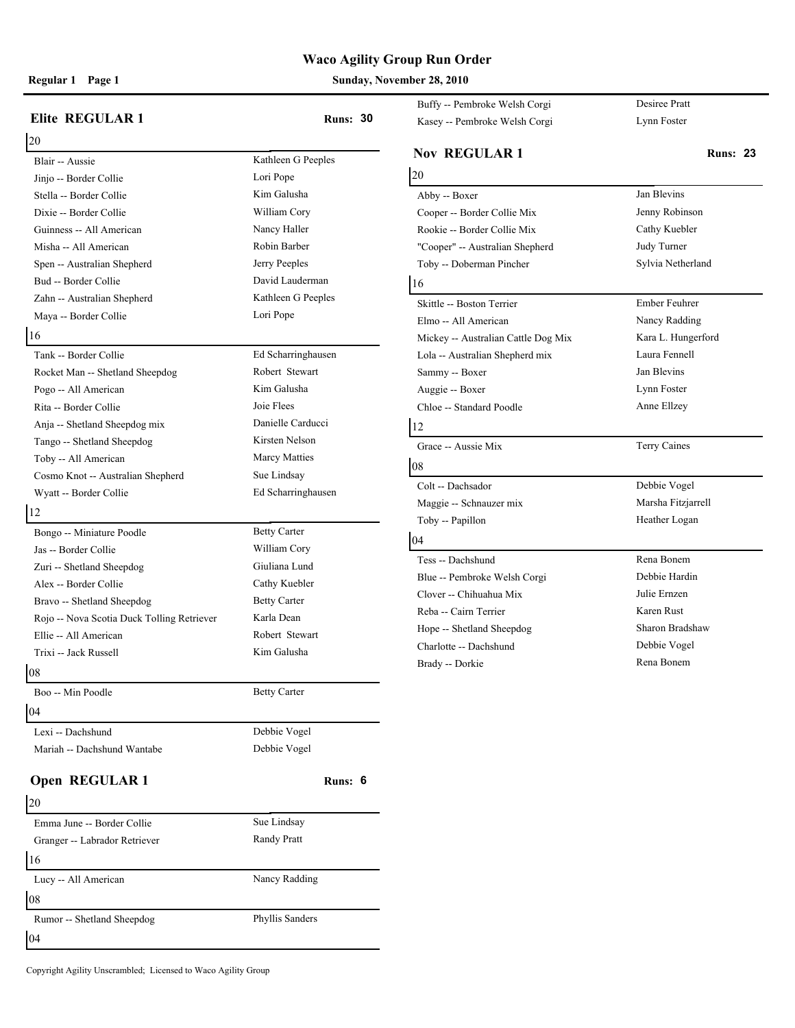# Waco Agility Group Run Order

**Regular 1 Page 1** **Sunday, November 28, 2010**

## Elite REGULAR 1

**Runs: 30**

### 20

| Dog | Handler |
|---|---|
| Blair -- Aussie | Kathleen G Peeples |
| Jinjo -- Border Collie | Lori Pope |
| Stella -- Border Collie | Kim Galusha |
| Dixie -- Border Collie | William Cory |
| Guinness -- All American | Nancy Haller |
| Misha -- All American | Robin Barber |
| Spen -- Australian Shepherd | Jerry Peeples |
| Bud -- Border Collie | David Lauderman |
| Zahn -- Australian Shepherd | Kathleen G Peeples |
| Maya -- Border Collie | Lori Pope |

### 16

| Dog | Handler |
|---|---|
| Tank -- Border Collie | Ed Scharringhausen |
| Rocket Man -- Shetland Sheepdog | Robert Stewart |
| Pogo -- All American | Kim Galusha |
| Rita -- Border Collie | Joie Flees |
| Anja -- Shetland Sheepdog mix | Danielle Carducci |
| Tango -- Shetland Sheepdog | Kirsten Nelson |
| Toby -- All American | Marcy Matties |
| Cosmo Knot -- Australian Shepherd | Sue Lindsay |
| Wyatt -- Border Collie | Ed Scharringhausen |

### 12

| Dog | Handler |
|---|---|
| Bongo -- Miniature Poodle | Betty Carter |
| Jas -- Border Collie | William Cory |
| Zuri -- Shetland Sheepdog | Giuliana Lund |
| Alex -- Border Collie | Cathy Kuebler |
| Bravo -- Shetland Sheepdog | Betty Carter |
| Rojo -- Nova Scotia Duck Tolling Retriever | Karla Dean |
| Ellie -- All American | Robert Stewart |
| Trixi -- Jack Russell | Kim Galusha |

### 08

| Dog | Handler |
|---|---|
| Boo -- Min Poodle | Betty Carter |

### 04

| Dog | Handler |
|---|---|
| Lexi -- Dachshund | Debbie Vogel |
| Mariah -- Dachshund Wantabe | Debbie Vogel |

## Open REGULAR 1

**Runs: 6**

### 20

| Dog | Handler |
|---|---|
| Emma June -- Border Collie | Sue Lindsay |
| Granger -- Labrador Retriever | Randy Pratt |

### 16

| Dog | Handler |
|---|---|
| Lucy -- All American | Nancy Radding |

### 08

| Dog | Handler |
|---|---|
| Rumor -- Shetland Sheepdog | Phyllis Sanders |

### 04

| Dog | Handler |
|---|---|
| Buffy -- Pembroke Welsh Corgi | Desiree Pratt |
| Kasey -- Pembroke Welsh Corgi | Lynn Foster |

## Nov REGULAR 1

**Runs: 23**

### 20

| Dog | Handler |
|---|---|
| Abby -- Boxer | Jan Blevins |
| Cooper -- Border Collie Mix | Jenny Robinson |
| Rookie -- Border Collie Mix | Cathy Kuebler |
| "Cooper" -- Australian Shepherd | Judy Turner |
| Toby -- Doberman Pincher | Sylvia Netherland |

### 16

| Dog | Handler |
|---|---|
| Skittle -- Boston Terrier | Ember Feuhrer |
| Elmo -- All American | Nancy Radding |
| Mickey -- Australian Cattle Dog Mix | Kara L. Hungerford |
| Lola -- Australian Shepherd mix | Laura Fennell |
| Sammy -- Boxer | Jan Blevins |
| Auggie -- Boxer | Lynn Foster |
| Chloe -- Standard Poodle | Anne Ellzey |

### 12

| Dog | Handler |
|---|---|
| Grace -- Aussie Mix | Terry Caines |

### 08

| Dog | Handler |
|---|---|
| Colt -- Dachsador | Debbie Vogel |
| Maggie -- Schnauzer mix | Marsha Fitzjarrell |
| Toby -- Papillon | Heather Logan |

### 04

| Dog | Handler |
|---|---|
| Tess -- Dachshund | Rena Bonem |
| Blue -- Pembroke Welsh Corgi | Debbie Hardin |
| Clover -- Chihuahua Mix | Julie Ernzen |
| Reba -- Cairn Terrier | Karen Rust |
| Hope -- Shetland Sheepdog | Sharon Bradshaw |
| Charlotte -- Dachshund | Debbie Vogel |
| Brady -- Dorkie | Rena Bonem |

Copyright Agility Unscrambled; Licensed to Waco Agility Group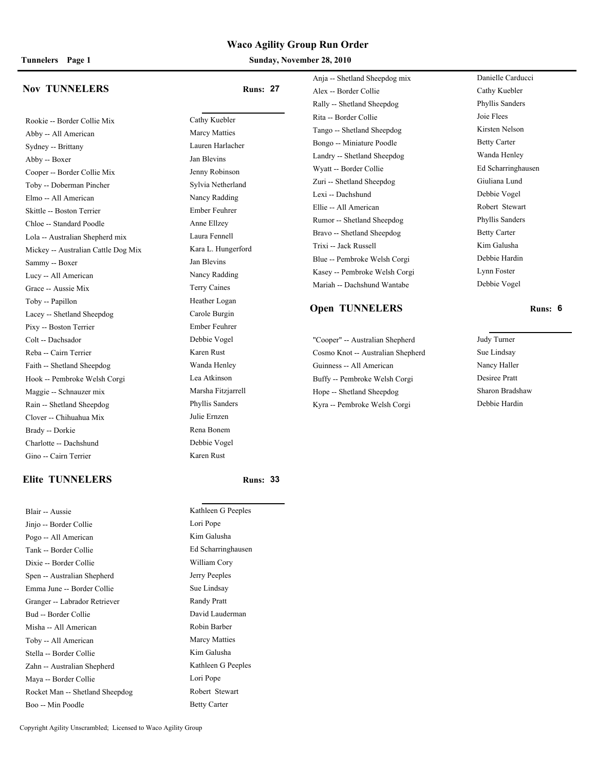# Waco Agility Group Run Order

**Tunnelers Page 1** **Sunday, November 28, 2010**

## Nov TUNNELERS

**Runs: 27**

| Dog | Handler |
| --- | --- |
| Rookie -- Border Collie Mix | Cathy Kuebler |
| Abby -- All American | Marcy Matties |
| Sydney -- Brittany | Lauren Harlacher |
| Abby -- Boxer | Jan Blevins |
| Cooper -- Border Collie Mix | Jenny Robinson |
| Toby -- Doberman Pincher | Sylvia Netherland |
| Elmo -- All American | Nancy Radding |
| Skittle -- Boston Terrier | Ember Feuhrer |
| Chloe -- Standard Poodle | Anne Ellzey |
| Lola -- Australian Shepherd mix | Laura Fennell |
| Mickey -- Australian Cattle Dog Mix | Kara L. Hungerford |
| Sammy -- Boxer | Jan Blevins |
| Lucy -- All American | Nancy Radding |
| Grace -- Aussie Mix | Terry Caines |
| Toby -- Papillon | Heather Logan |
| Lacey -- Shetland Sheepdog | Carole Burgin |
| Pixy -- Boston Terrier | Ember Feuhrer |
| Colt -- Dachsador | Debbie Vogel |
| Reba -- Cairn Terrier | Karen Rust |
| Faith -- Shetland Sheepdog | Wanda Henley |
| Hook -- Pembroke Welsh Corgi | Lea Atkinson |
| Maggie -- Schnauzer mix | Marsha Fitzjarrell |
| Rain -- Shetland Sheepdog | Phyllis Sanders |
| Clover -- Chihuahua Mix | Julie Ernzen |
| Brady -- Dorkie | Rena Bonem |
| Charlotte -- Dachshund | Debbie Vogel |
| Gino -- Cairn Terrier | Karen Rust |

## Elite TUNNELERS

**Runs: 33**

| Dog | Handler |
| --- | --- |
| Blair -- Aussie | Kathleen G Peeples |
| Jinjo -- Border Collie | Lori Pope |
| Pogo -- All American | Kim Galusha |
| Tank -- Border Collie | Ed Scharringhausen |
| Dixie -- Border Collie | William Cory |
| Spen -- Australian Shepherd | Jerry Peeples |
| Emma June -- Border Collie | Sue Lindsay |
| Granger -- Labrador Retriever | Randy Pratt |
| Bud -- Border Collie | David Lauderman |
| Misha -- All American | Robin Barber |
| Toby -- All American | Marcy Matties |
| Stella -- Border Collie | Kim Galusha |
| Zahn -- Australian Shepherd | Kathleen G Peeples |
| Maya -- Border Collie | Lori Pope |
| Rocket Man -- Shetland Sheepdog | Robert Stewart |
| Boo -- Min Poodle | Betty Carter |
| Anja -- Shetland Sheepdog mix | Danielle Carducci |
| Alex -- Border Collie | Cathy Kuebler |
| Rally -- Shetland Sheepdog | Phyllis Sanders |
| Rita -- Border Collie | Joie Flees |
| Tango -- Shetland Sheepdog | Kirsten Nelson |
| Bongo -- Miniature Poodle | Betty Carter |
| Landry -- Shetland Sheepdog | Wanda Henley |
| Wyatt -- Border Collie | Ed Scharringhausen |
| Zuri -- Shetland Sheepdog | Giuliana Lund |
| Lexi -- Dachshund | Debbie Vogel |
| Ellie -- All American | Robert Stewart |
| Rumor -- Shetland Sheepdog | Phyllis Sanders |
| Bravo -- Shetland Sheepdog | Betty Carter |
| Trixi -- Jack Russell | Kim Galusha |
| Blue -- Pembroke Welsh Corgi | Debbie Hardin |
| Kasey -- Pembroke Welsh Corgi | Lynn Foster |
| Mariah -- Dachshund Wantabe | Debbie Vogel |

## Open TUNNELERS

**Runs: 6**

| Dog | Handler |
| --- | --- |
| "Cooper" -- Australian Shepherd | Judy Turner |
| Cosmo Knot -- Australian Shepherd | Sue Lindsay |
| Guinness -- All American | Nancy Haller |
| Buffy -- Pembroke Welsh Corgi | Desiree Pratt |
| Hope -- Shetland Sheepdog | Sharon Bradshaw |
| Kyra -- Pembroke Welsh Corgi | Debbie Hardin |

Copyright Agility Unscrambled; Licensed to Waco Agility Group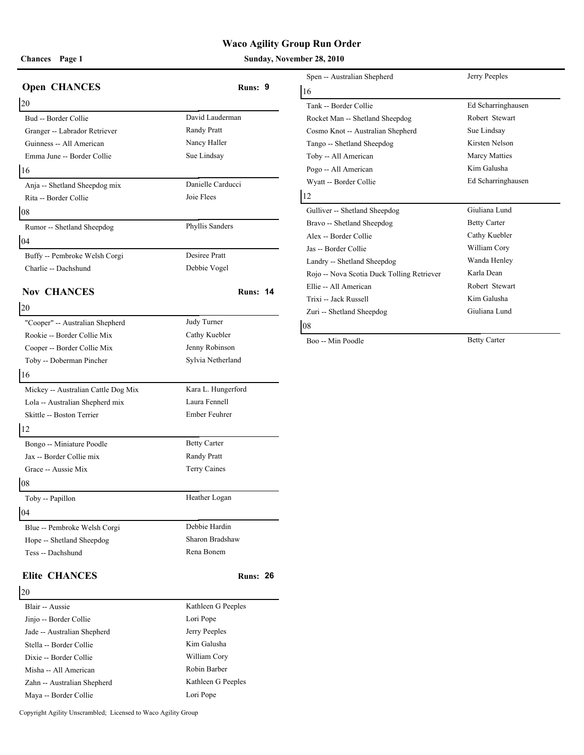# Waco Agility Group Run Order

**Chances Page 1** — **Sunday, November 28, 2010**

## Open CHANCES

**Runs: 9**

### 20

| Dog | Handler |
|---|---|
| Bud -- Border Collie | David Lauderman |
| Granger -- Labrador Retriever | Randy Pratt |
| Guinness -- All American | Nancy Haller |
| Emma June -- Border Collie | Sue Lindsay |

### 16

| Dog | Handler |
|---|---|
| Anja -- Shetland Sheepdog mix | Danielle Carducci |
| Rita -- Border Collie | Joie Flees |

### 08

| Dog | Handler |
|---|---|
| Rumor -- Shetland Sheepdog | Phyllis Sanders |

### 04

| Dog | Handler |
|---|---|
| Buffy -- Pembroke Welsh Corgi | Desiree Pratt |
| Charlie -- Dachshund | Debbie Vogel |

## Nov CHANCES

**Runs: 14**

### 20

| Dog | Handler |
|---|---|
| "Cooper" -- Australian Shepherd | Judy Turner |
| Rookie -- Border Collie Mix | Cathy Kuebler |
| Cooper -- Border Collie Mix | Jenny Robinson |
| Toby -- Doberman Pincher | Sylvia Netherland |

### 16

| Dog | Handler |
|---|---|
| Mickey -- Australian Cattle Dog Mix | Kara L. Hungerford |
| Lola -- Australian Shepherd mix | Laura Fennell |
| Skittle -- Boston Terrier | Ember Feuhrer |

### 12

| Dog | Handler |
|---|---|
| Bongo -- Miniature Poodle | Betty Carter |
| Jax -- Border Collie mix | Randy Pratt |
| Grace -- Aussie Mix | Terry Caines |

### 08

| Dog | Handler |
|---|---|
| Toby -- Papillon | Heather Logan |

### 04

| Dog | Handler |
|---|---|
| Blue -- Pembroke Welsh Corgi | Debbie Hardin |
| Hope -- Shetland Sheepdog | Sharon Bradshaw |
| Tess -- Dachshund | Rena Bonem |

## Elite CHANCES

**Runs: 26**

### 20

| Dog | Handler |
|---|---|
| Blair -- Aussie | Kathleen G Peeples |
| Jinjo -- Border Collie | Lori Pope |
| Jade -- Australian Shepherd | Jerry Peeples |
| Stella -- Border Collie | Kim Galusha |
| Dixie -- Border Collie | William Cory |
| Misha -- All American | Robin Barber |
| Zahn -- Australian Shepherd | Kathleen G Peeples |
| Maya -- Border Collie | Lori Pope |
| Spen -- Australian Shepherd | Jerry Peeples |

### 16

| Dog | Handler |
|---|---|
| Tank -- Border Collie | Ed Scharringhausen |
| Rocket Man -- Shetland Sheepdog | Robert Stewart |
| Cosmo Knot -- Australian Shepherd | Sue Lindsay |
| Tango -- Shetland Sheepdog | Kirsten Nelson |
| Toby -- All American | Marcy Matties |
| Pogo -- All American | Kim Galusha |
| Wyatt -- Border Collie | Ed Scharringhausen |

### 12

| Dog | Handler |
|---|---|
| Gulliver -- Shetland Sheepdog | Giuliana Lund |
| Bravo -- Shetland Sheepdog | Betty Carter |
| Alex -- Border Collie | Cathy Kuebler |
| Jas -- Border Collie | William Cory |
| Landry -- Shetland Sheepdog | Wanda Henley |
| Rojo -- Nova Scotia Duck Tolling Retriever | Karla Dean |
| Ellie -- All American | Robert Stewart |
| Trixi -- Jack Russell | Kim Galusha |
| Zuri -- Shetland Sheepdog | Giuliana Lund |

### 08

| Dog | Handler |
|---|---|
| Boo -- Min Poodle | Betty Carter |

Copyright Agility Unscrambled; Licensed to Waco Agility Group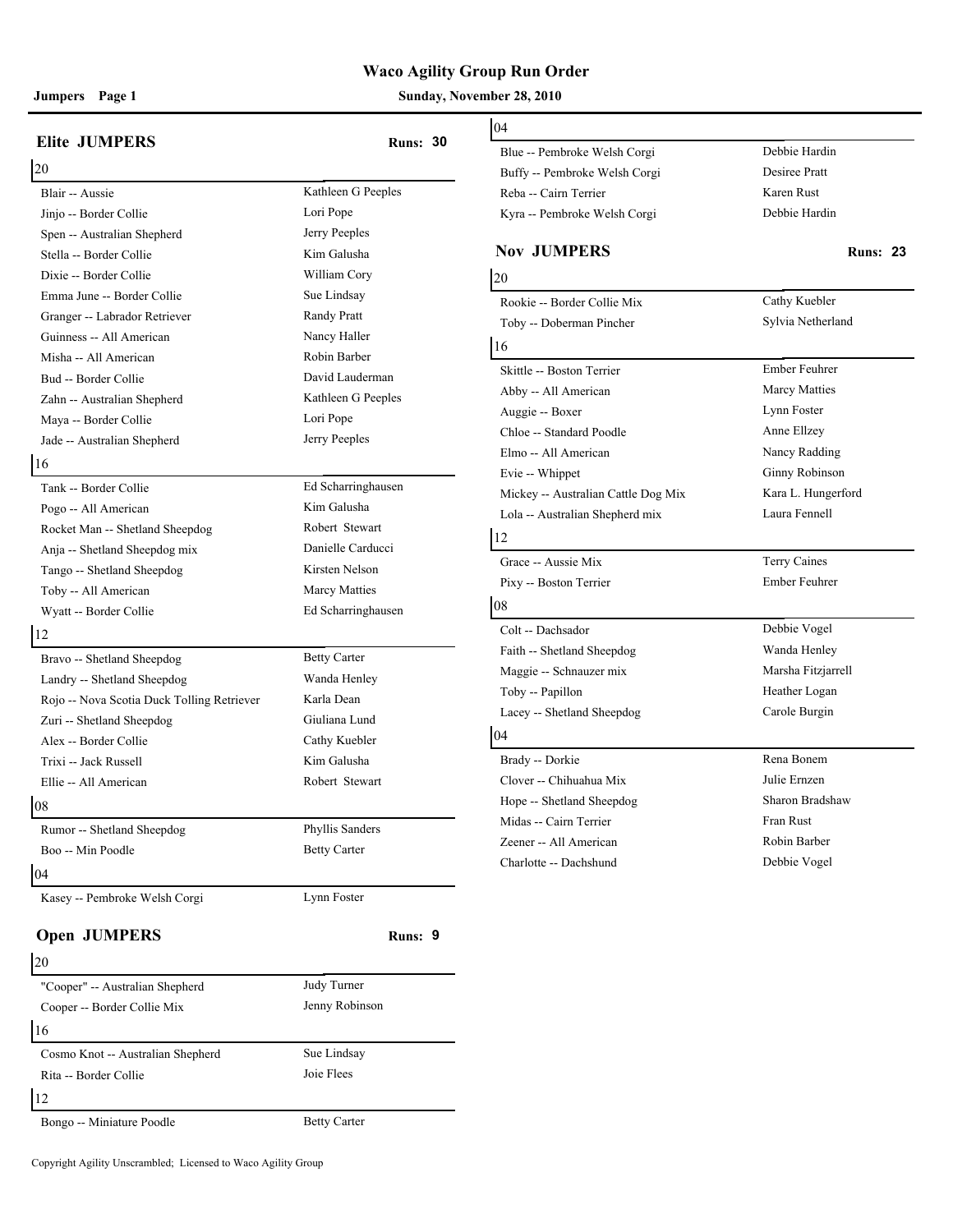# Waco Agility Group Run Order

**Jumpers Page 1** — **Sunday, November 28, 2010**

## Elite JUMPERS

**Runs: 30**

### 20

| Dog | Handler |
|---|---|
| Blair -- Aussie | Kathleen G Peeples |
| Jinjo -- Border Collie | Lori Pope |
| Spen -- Australian Shepherd | Jerry Peeples |
| Stella -- Border Collie | Kim Galusha |
| Dixie -- Border Collie | William Cory |
| Emma June -- Border Collie | Sue Lindsay |
| Granger -- Labrador Retriever | Randy Pratt |
| Guinness -- All American | Nancy Haller |
| Misha -- All American | Robin Barber |
| Bud -- Border Collie | David Lauderman |
| Zahn -- Australian Shepherd | Kathleen G Peeples |
| Maya -- Border Collie | Lori Pope |
| Jade -- Australian Shepherd | Jerry Peeples |

### 16

| Dog | Handler |
|---|---|
| Tank -- Border Collie | Ed Scharringhausen |
| Pogo -- All American | Kim Galusha |
| Rocket Man -- Shetland Sheepdog | Robert Stewart |
| Anja -- Shetland Sheepdog mix | Danielle Carducci |
| Tango -- Shetland Sheepdog | Kirsten Nelson |
| Toby -- All American | Marcy Matties |
| Wyatt -- Border Collie | Ed Scharringhausen |

### 12

| Dog | Handler |
|---|---|
| Bravo -- Shetland Sheepdog | Betty Carter |
| Landry -- Shetland Sheepdog | Wanda Henley |
| Rojo -- Nova Scotia Duck Tolling Retriever | Karla Dean |
| Zuri -- Shetland Sheepdog | Giuliana Lund |
| Alex -- Border Collie | Cathy Kuebler |
| Trixi -- Jack Russell | Kim Galusha |
| Ellie -- All American | Robert Stewart |

### 08

| Dog | Handler |
|---|---|
| Rumor -- Shetland Sheepdog | Phyllis Sanders |
| Boo -- Min Poodle | Betty Carter |

### 04

| Dog | Handler |
|---|---|
| Kasey -- Pembroke Welsh Corgi | Lynn Foster |

## Open JUMPERS

**Runs: 9**

### 20

| Dog | Handler |
|---|---|
| "Cooper" -- Australian Shepherd | Judy Turner |
| Cooper -- Border Collie Mix | Jenny Robinson |

### 16

| Dog | Handler |
|---|---|
| Cosmo Knot -- Australian Shepherd | Sue Lindsay |
| Rita -- Border Collie | Joie Flees |

### 12

| Dog | Handler |
|---|---|
| Bongo -- Miniature Poodle | Betty Carter |

### 04

| Dog | Handler |
|---|---|
| Blue -- Pembroke Welsh Corgi | Debbie Hardin |
| Buffy -- Pembroke Welsh Corgi | Desiree Pratt |
| Reba -- Cairn Terrier | Karen Rust |
| Kyra -- Pembroke Welsh Corgi | Debbie Hardin |

## Nov JUMPERS

**Runs: 23**

### 20

| Dog | Handler |
|---|---|
| Rookie -- Border Collie Mix | Cathy Kuebler |
| Toby -- Doberman Pincher | Sylvia Netherland |

### 16

| Dog | Handler |
|---|---|
| Skittle -- Boston Terrier | Ember Feuhrer |
| Abby -- All American | Marcy Matties |
| Auggie -- Boxer | Lynn Foster |
| Chloe -- Standard Poodle | Anne Ellzey |
| Elmo -- All American | Nancy Radding |
| Evie -- Whippet | Ginny Robinson |
| Mickey -- Australian Cattle Dog Mix | Kara L. Hungerford |
| Lola -- Australian Shepherd mix | Laura Fennell |

### 12

| Dog | Handler |
|---|---|
| Grace -- Aussie Mix | Terry Caines |
| Pixy -- Boston Terrier | Ember Feuhrer |

### 08

| Dog | Handler |
|---|---|
| Colt -- Dachsador | Debbie Vogel |
| Faith -- Shetland Sheepdog | Wanda Henley |
| Maggie -- Schnauzer mix | Marsha Fitzjarrell |
| Toby -- Papillon | Heather Logan |
| Lacey -- Shetland Sheepdog | Carole Burgin |

### 04

| Dog | Handler |
|---|---|
| Brady -- Dorkie | Rena Bonem |
| Clover -- Chihuahua Mix | Julie Ernzen |
| Hope -- Shetland Sheepdog | Sharon Bradshaw |
| Midas -- Cairn Terrier | Fran Rust |
| Zeener -- All American | Robin Barber |
| Charlotte -- Dachshund | Debbie Vogel |

Copyright Agility Unscrambled; Licensed to Waco Agility Group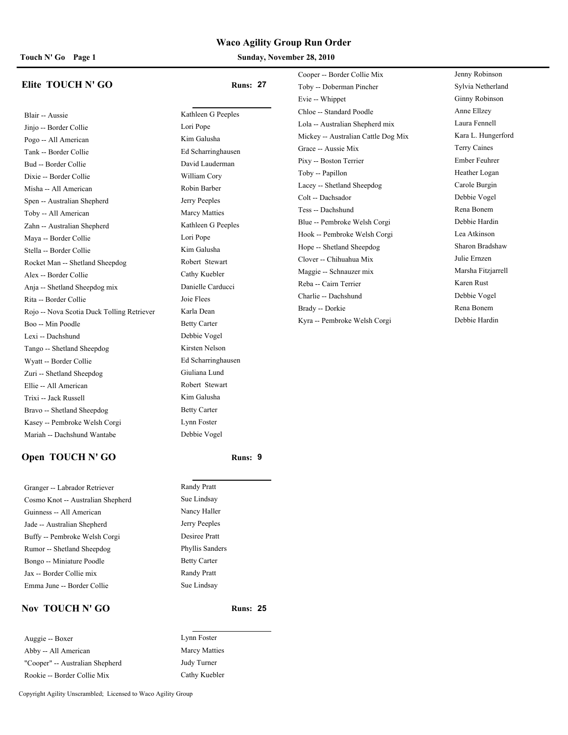# Waco Agility Group Run Order

**Touch N' Go Page 1** **Sunday, November 28, 2010**

## Elite TOUCH N' GO

**Runs: 27**

| | |
|---|---|
| Blair -- Aussie | Kathleen G Peeples |
| Jinjo -- Border Collie | Lori Pope |
| Pogo -- All American | Kim Galusha |
| Tank -- Border Collie | Ed Scharringhausen |
| Bud -- Border Collie | David Lauderman |
| Dixie -- Border Collie | William Cory |
| Misha -- All American | Robin Barber |
| Spen -- Australian Shepherd | Jerry Peeples |
| Toby -- All American | Marcy Matties |
| Zahn -- Australian Shepherd | Kathleen G Peeples |
| Maya -- Border Collie | Lori Pope |
| Stella -- Border Collie | Kim Galusha |
| Rocket Man -- Shetland Sheepdog | Robert Stewart |
| Alex -- Border Collie | Cathy Kuebler |
| Anja -- Shetland Sheepdog mix | Danielle Carducci |
| Rita -- Border Collie | Joie Flees |
| Rojo -- Nova Scotia Duck Tolling Retriever | Karla Dean |
| Boo -- Min Poodle | Betty Carter |
| Lexi -- Dachshund | Debbie Vogel |
| Tango -- Shetland Sheepdog | Kirsten Nelson |
| Wyatt -- Border Collie | Ed Scharringhausen |
| Zuri -- Shetland Sheepdog | Giuliana Lund |
| Ellie -- All American | Robert Stewart |
| Trixi -- Jack Russell | Kim Galusha |
| Bravo -- Shetland Sheepdog | Betty Carter |
| Kasey -- Pembroke Welsh Corgi | Lynn Foster |
| Mariah -- Dachshund Wantabe | Debbie Vogel |

## Open TOUCH N' GO

**Runs: 9**

| | |
|---|---|
| Granger -- Labrador Retriever | Randy Pratt |
| Cosmo Knot -- Australian Shepherd | Sue Lindsay |
| Guinness -- All American | Nancy Haller |
| Jade -- Australian Shepherd | Jerry Peeples |
| Buffy -- Pembroke Welsh Corgi | Desiree Pratt |
| Rumor -- Shetland Sheepdog | Phyllis Sanders |
| Bongo -- Miniature Poodle | Betty Carter |
| Jax -- Border Collie mix | Randy Pratt |
| Emma June -- Border Collie | Sue Lindsay |

## Nov TOUCH N' GO

**Runs: 25**

| | |
|---|---|
| Auggie -- Boxer | Lynn Foster |
| Abby -- All American | Marcy Matties |
| "Cooper" -- Australian Shepherd | Judy Turner |
| Rookie -- Border Collie Mix | Cathy Kuebler |
| Cooper -- Border Collie Mix | Jenny Robinson |
| Toby -- Doberman Pincher | Sylvia Netherland |
| Evie -- Whippet | Ginny Robinson |
| Chloe -- Standard Poodle | Anne Ellzey |
| Lola -- Australian Shepherd mix | Laura Fennell |
| Mickey -- Australian Cattle Dog Mix | Kara L. Hungerford |
| Grace -- Aussie Mix | Terry Caines |
| Pixy -- Boston Terrier | Ember Feuhrer |
| Toby -- Papillon | Heather Logan |
| Lacey -- Shetland Sheepdog | Carole Burgin |
| Colt -- Dachsador | Debbie Vogel |
| Tess -- Dachshund | Rena Bonem |
| Blue -- Pembroke Welsh Corgi | Debbie Hardin |
| Hook -- Pembroke Welsh Corgi | Lea Atkinson |
| Hope -- Shetland Sheepdog | Sharon Bradshaw |
| Clover -- Chihuahua Mix | Julie Ernzen |
| Maggie -- Schnauzer mix | Marsha Fitzjarrell |
| Reba -- Cairn Terrier | Karen Rust |
| Charlie -- Dachshund | Debbie Vogel |
| Brady -- Dorkie | Rena Bonem |
| Kyra -- Pembroke Welsh Corgi | Debbie Hardin |

Copyright Agility Unscrambled; Licensed to Waco Agility Group